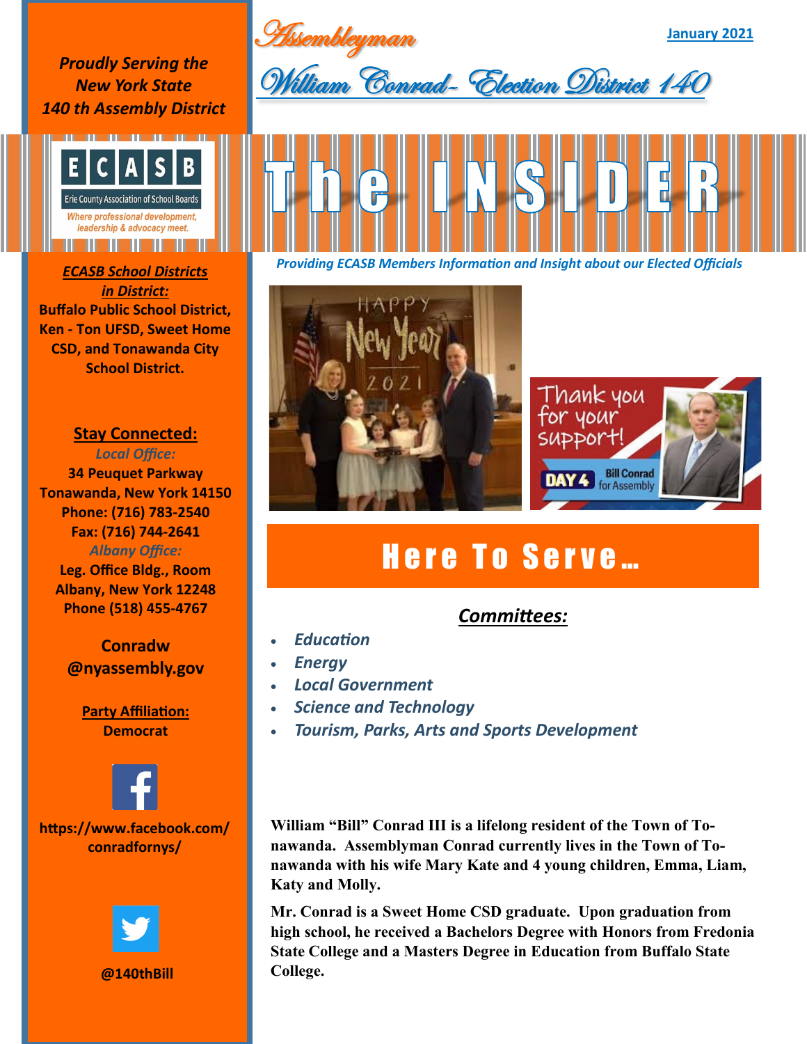# Assemblyman William Conrad- Election District 140

January 2021

*Proudly Serving the New York State 140 th Assembly District*

ECASB
Erie County Association of School Boards
*Where professional development, leadership & advocacy meet.*

# The INSIDER

*Providing ECASB Members Information and Insight about our Elected Officials*

## Here To Serve…

**Committees:**

- *Education*
- *Energy*
- *Local Government*
- *Science and Technology*
- *Tourism, Parks, Arts and Sports Development*

**William "Bill" Conrad III is a lifelong resident of the Town of Tonawanda. Assemblyman Conrad currently lives in the Town of Tonawanda with his wife Mary Kate and 4 young children, Emma, Liam, Katy and Molly.**

**Mr. Conrad is a Sweet Home CSD graduate. Upon graduation from high school, he received a Bachelors Degree with Honors from Fredonia State College and a Masters Degree in Education from Buffalo State College.**

**ECASB School Districts in District:**
**Buffalo Public School District, Ken - Ton UFSD, Sweet Home CSD, and Tonawanda City School District.**

**Stay Connected:**

*Local Office:*
**34 Peuquet Parkway**
**Tonawanda, New York 14150**
**Phone: (716) 783-2540**
**Fax: (716) 744-2641**

*Albany Office:*
**Leg. Office Bldg., Room**
**Albany, New York 12248**
**Phone (518) 455-4767**

**Conradw@nyassembly.gov**

**Party Affiliation:**
**Democrat**

**https://www.facebook.com/conradfornys/**

**@140thBill**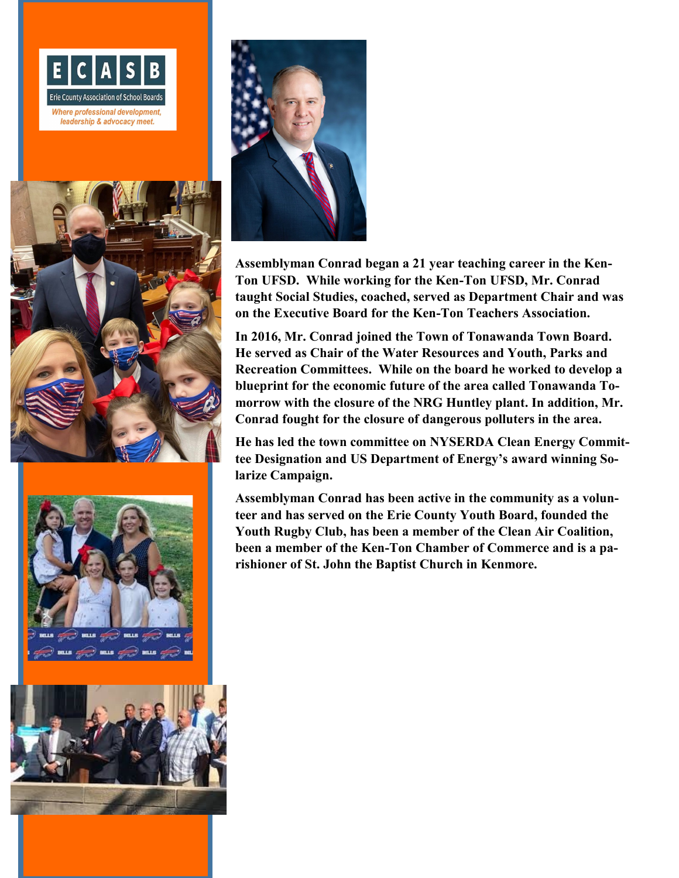Assemblyman Conrad began a 21 year teaching career in the Ken-Ton UFSD. While working for the Ken-Ton UFSD, Mr. Conrad taught Social Studies, coached, served as Department Chair and was on the Executive Board for the Ken-Ton Teachers Association.

In 2016, Mr. Conrad joined the Town of Tonawanda Town Board. He served as Chair of the Water Resources and Youth, Parks and Recreation Committees. While on the board he worked to develop a blueprint for the economic future of the area called Tonawanda Tomorrow with the closure of the NRG Huntley plant. In addition, Mr. Conrad fought for the closure of dangerous polluters in the area.

He has led the town committee on NYSERDA Clean Energy Committee Designation and US Department of Energy's award winning Solarize Campaign.

Assemblyman Conrad has been active in the community as a volunteer and has served on the Erie County Youth Board, founded the Youth Rugby Club, has been a member of the Clean Air Coalition, been a member of the Ken-Ton Chamber of Commerce and is a parishioner of St. John the Baptist Church in Kenmore.